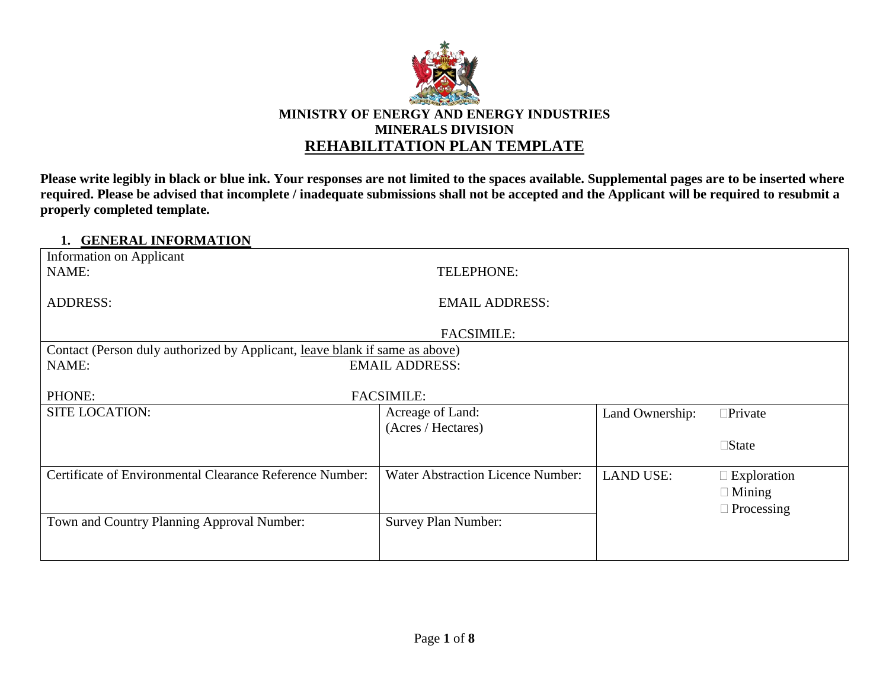**MINISTRY OF ENERGY AND ENERGY INDUSTRIES**
**MINERALS DIVISION**

# REHABILITATION PLAN TEMPLATE

**Please write legibly in black or blue ink. Your responses are not limited to the spaces available. Supplemental pages are to be inserted where required. Please be advised that incomplete / inadequate submissions shall not be accepted and the Applicant will be required to resubmit a properly completed template.**

## 1. GENERAL INFORMATION

| | | | |
|---|---|---|---|
| Information on Applicant<br>NAME:<br><br>ADDRESS: | TELEPHONE:<br><br>EMAIL ADDRESS:<br><br>FACSIMILE: | | |
| Contact (Person duly authorized by Applicant, leave blank if same as above)<br>NAME:<br><br>PHONE: | EMAIL ADDRESS:<br><br>FACSIMILE: | | |
| SITE LOCATION: | Acreage of Land:<br>(Acres / Hectares) | Land Ownership: | ☐Private<br><br>☐State |
| Certificate of Environmental Clearance Reference Number: | Water Abstraction Licence Number: | LAND USE: | ☐ Exploration<br>☐ Mining<br>☐ Processing |
| Town and Country Planning Approval Number: | Survey Plan Number: | | |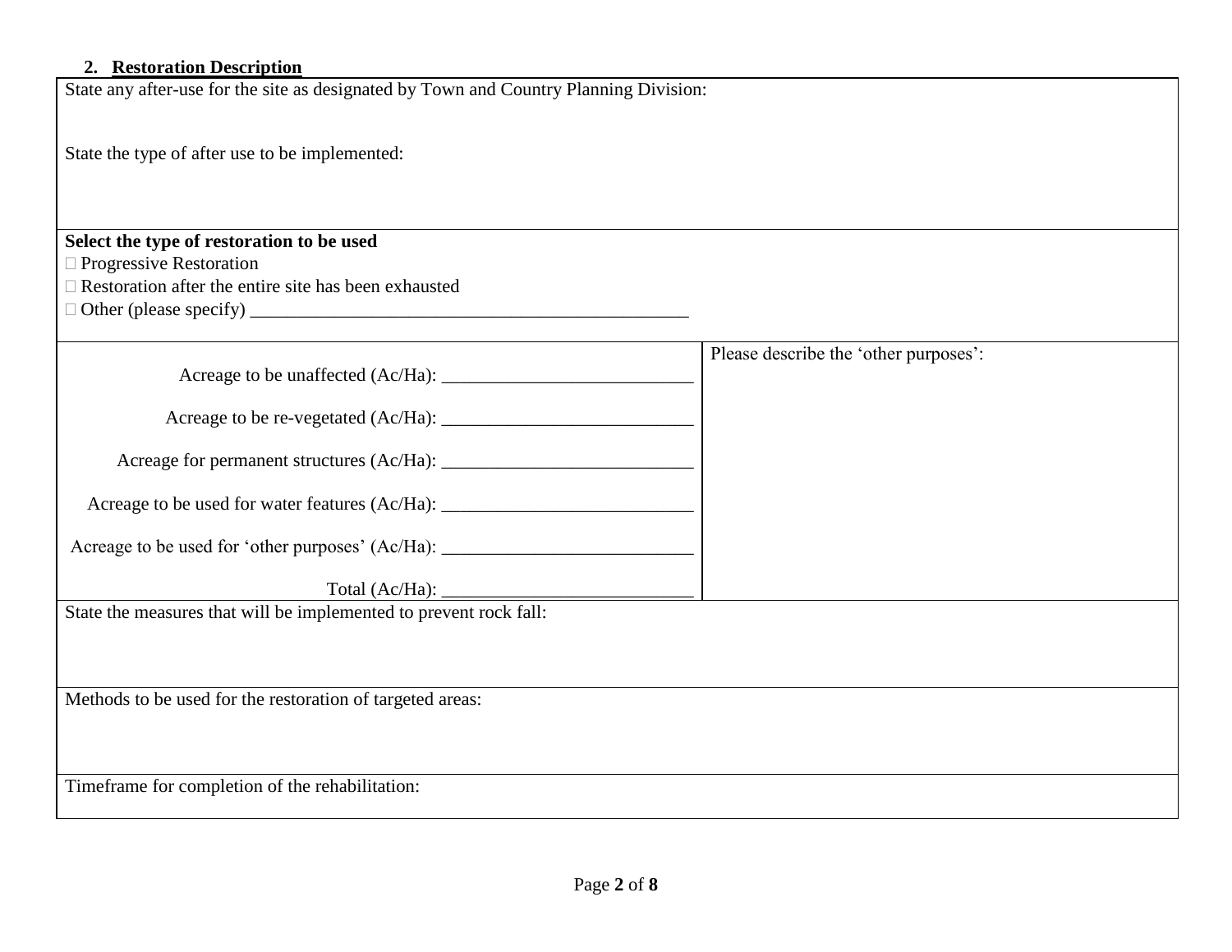## 2. Restoration Description

State any after-use for the site as designated by Town and Country Planning Division:

State the type of after use to be implemented:

**Select the type of restoration to be used**

- ☐ Progressive Restoration
- ☐ Restoration after the entire site has been exhausted
- ☐ Other (please specify) ______________________________________________

| | |
|---|---|
| Acreage to be unaffected (Ac/Ha): ___________________________<br><br>Acreage to be re-vegetated (Ac/Ha): ___________________________<br><br>Acreage for permanent structures (Ac/Ha): ___________________________<br><br>Acreage to be used for water features (Ac/Ha): ___________________________<br><br>Acreage to be used for 'other purposes' (Ac/Ha): ___________________________<br><br>Total (Ac/Ha): ___________________________ | Please describe the 'other purposes': |

State the measures that will be implemented to prevent rock fall:

Methods to be used for the restoration of targeted areas:

Timeframe for completion of the rehabilitation: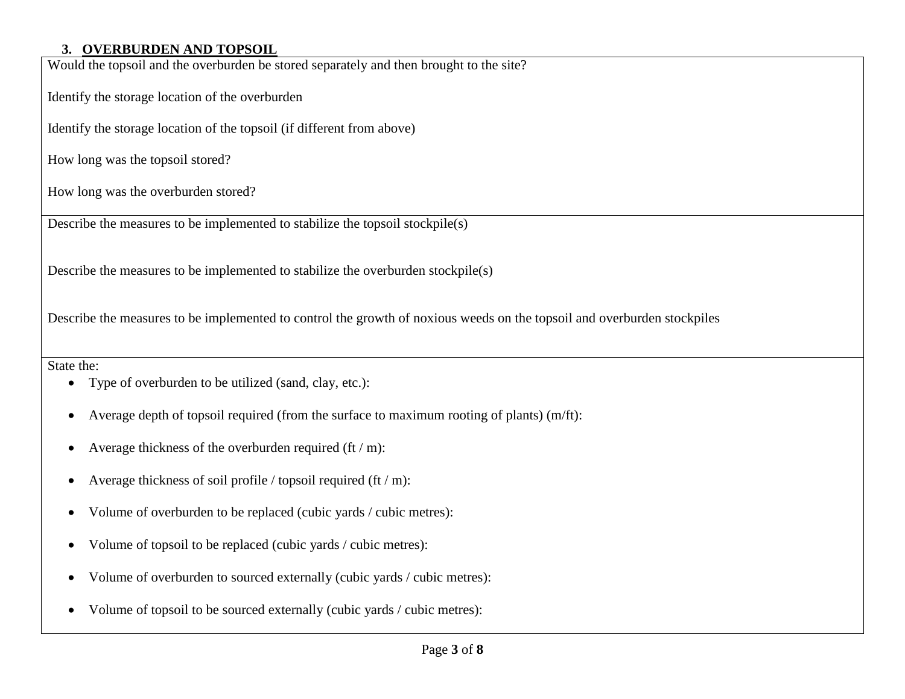### 3. OVERBURDEN AND TOPSOIL

Would the topsoil and the overburden be stored separately and then brought to the site?

Identify the storage location of the overburden

Identify the storage location of the topsoil (if different from above)

How long was the topsoil stored?

How long was the overburden stored?

---

Describe the measures to be implemented to stabilize the topsoil stockpile(s)

Describe the measures to be implemented to stabilize the overburden stockpile(s)

Describe the measures to be implemented to control the growth of noxious weeds on the topsoil and overburden stockpiles

---

State the:

- Type of overburden to be utilized (sand, clay, etc.):
- Average depth of topsoil required (from the surface to maximum rooting of plants) (m/ft):
- Average thickness of the overburden required (ft / m):
- Average thickness of soil profile / topsoil required (ft / m):
- Volume of overburden to be replaced (cubic yards / cubic metres):
- Volume of topsoil to be replaced (cubic yards / cubic metres):
- Volume of overburden to sourced externally (cubic yards / cubic metres):
- Volume of topsoil to be sourced externally (cubic yards / cubic metres):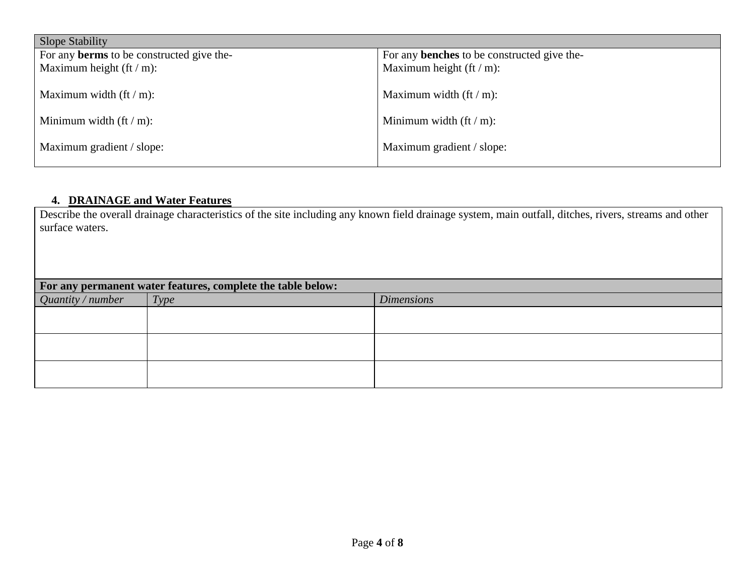| Slope Stability | |
|---|---|
| For any **berms** to be constructed give the-<br>Maximum height (ft / m):<br><br>Maximum width (ft / m):<br><br>Minimum width (ft / m):<br><br>Maximum gradient / slope: | For any **benches** to be constructed give the-<br>Maximum height (ft / m):<br><br>Maximum width (ft / m):<br><br>Minimum width (ft / m):<br><br>Maximum gradient / slope: |

## 4. DRAINAGE and Water Features

Describe the overall drainage characteristics of the site including any known field drainage system, main outfall, ditches, rivers, streams and other surface waters.

**For any permanent water features, complete the table below:**

| *Quantity / number* | *Type* | *Dimensions* |
|---|---|---|
| | | |
| | | |
| | | |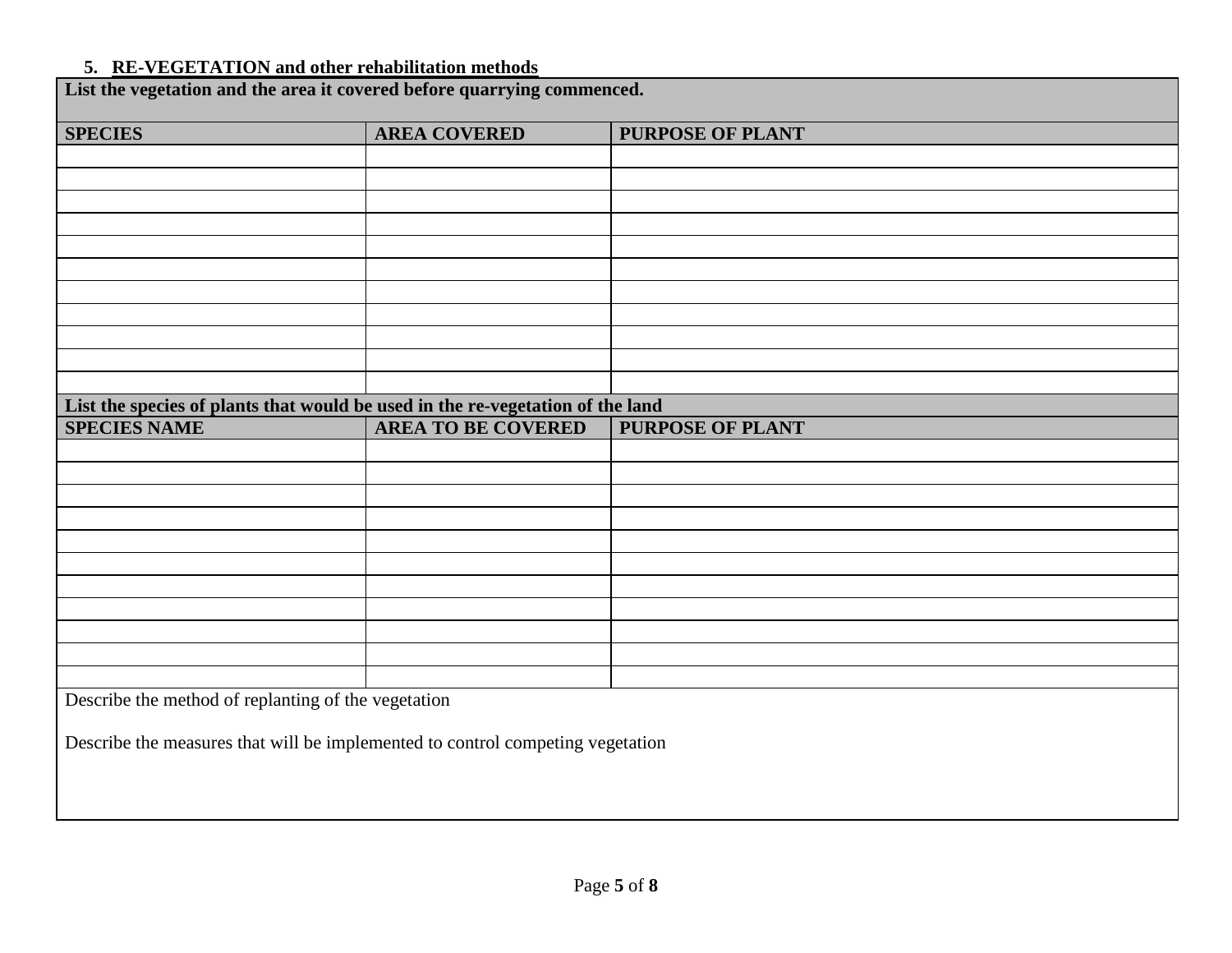## 5. RE-VEGETATION and other rehabilitation methods

**List the vegetation and the area it covered before quarrying commenced.**

| SPECIES | AREA COVERED | PURPOSE OF PLANT |
|---|---|---|
| | | |
| | | |
| | | |
| | | |
| | | |
| | | |
| | | |
| | | |
| | | |
| | | |
| | | |

**List the species of plants that would be used in the re-vegetation of the land**

| SPECIES NAME | AREA TO BE COVERED | PURPOSE OF PLANT |
|---|---|---|
| | | |
| | | |
| | | |
| | | |
| | | |
| | | |
| | | |
| | | |
| | | |
| | | |
| | | |

Describe the method of replanting of the vegetation

Describe the measures that will be implemented to control competing vegetation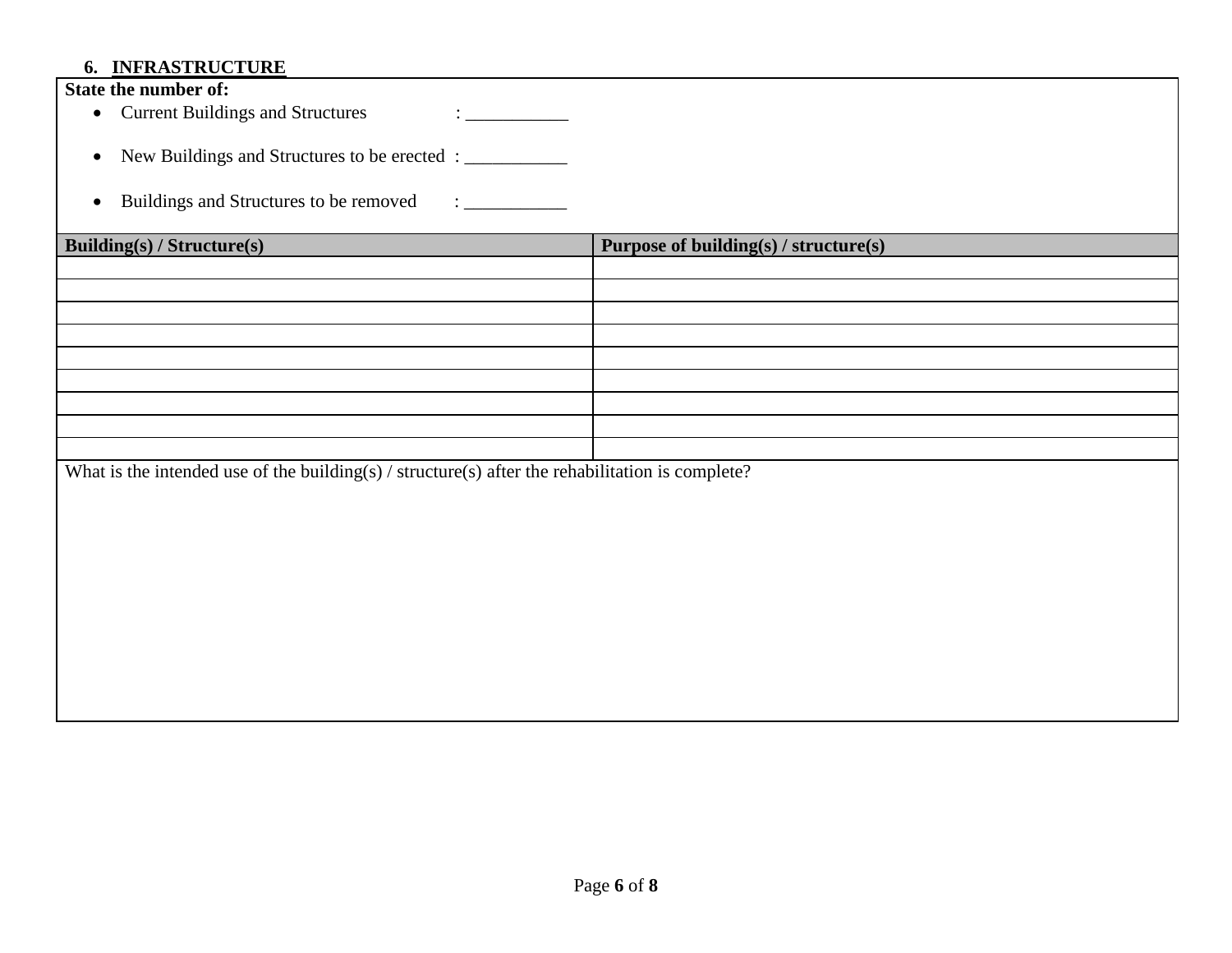## 6. INFRASTRUCTURE

**State the number of:**

- Current Buildings and Structures : ___________
- New Buildings and Structures to be erected : ___________
- Buildings and Structures to be removed : ___________

| Building(s) / Structure(s) | Purpose of building(s) / structure(s) |
|---|---|
| | |
| | |
| | |
| | |
| | |
| | |
| | |
| | |
| | |

What is the intended use of the building(s) / structure(s) after the rehabilitation is complete?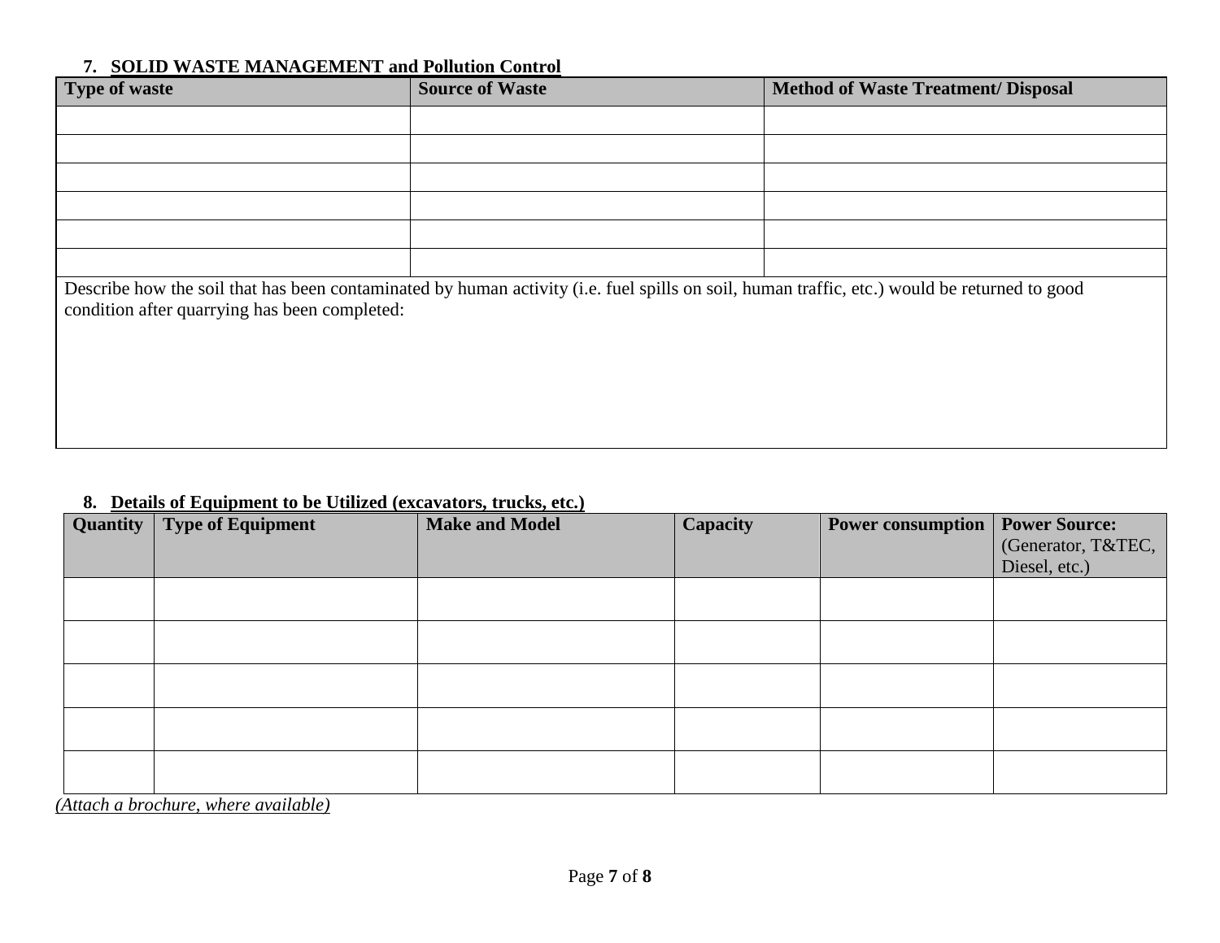## 7. SOLID WASTE MANAGEMENT and Pollution Control

| Type of waste | Source of Waste | Method of Waste Treatment/ Disposal |
|---|---|---|
| | | |
| | | |
| | | |
| | | |
| | | |
| | | |

Describe how the soil that has been contaminated by human activity (i.e. fuel spills on soil, human traffic, etc.) would be returned to good condition after quarrying has been completed:

## 8. Details of Equipment to be Utilized (excavators, trucks, etc.)

| Quantity | Type of Equipment | Make and Model | Capacity | Power consumption | Power Source: (Generator, T&TEC, Diesel, etc.) |
|---|---|---|---|---|---|
| | | | | | |
| | | | | | |
| | | | | | |
| | | | | | |
| | | | | | |

*(Attach a brochure, where available)*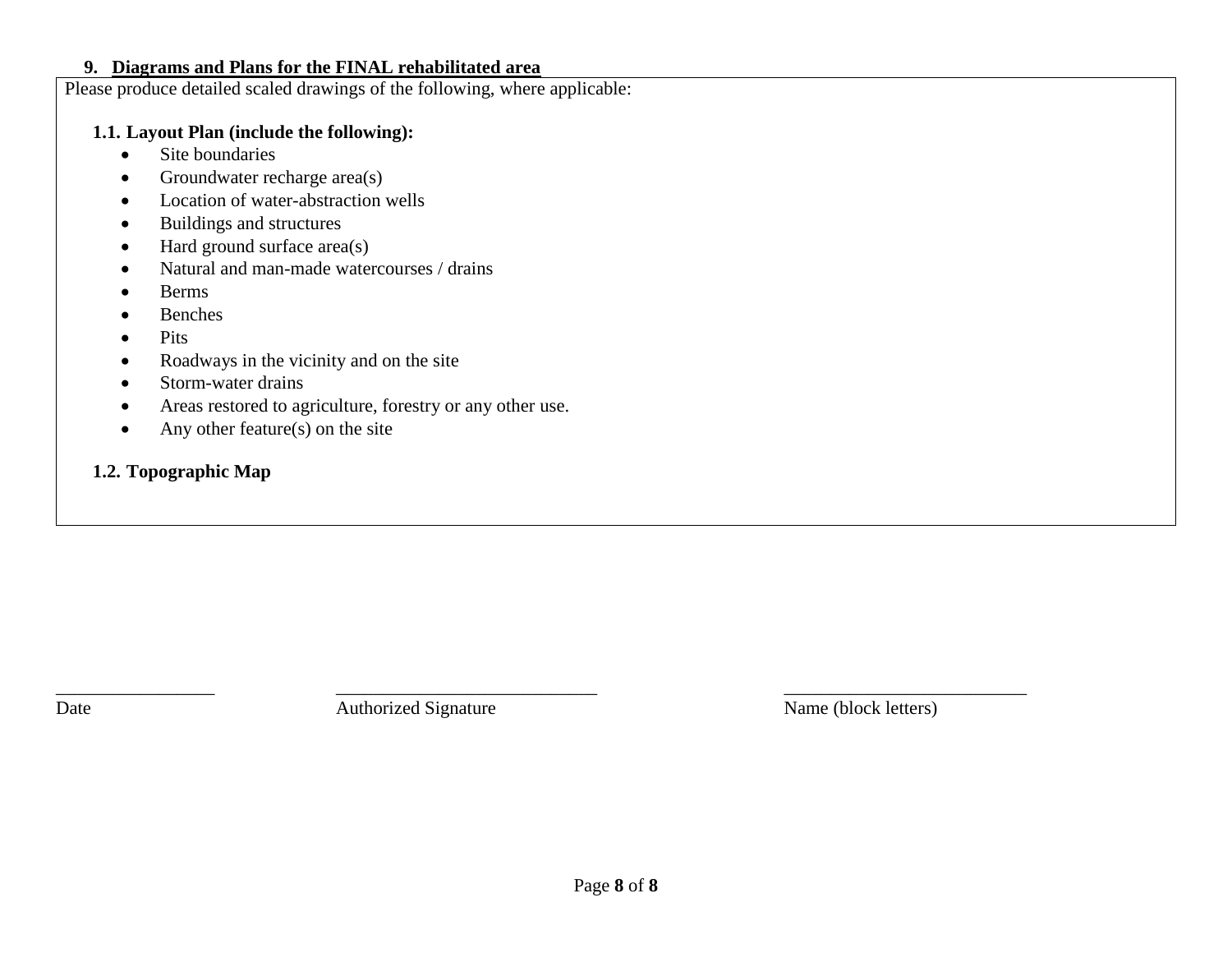## 9. Diagrams and Plans for the FINAL rehabilitated area

Please produce detailed scaled drawings of the following, where applicable:

### 1.1. Layout Plan (include the following):

- Site boundaries
- Groundwater recharge area(s)
- Location of water-abstraction wells
- Buildings and structures
- Hard ground surface area(s)
- Natural and man-made watercourses / drains
- Berms
- Benches
- Pits
- Roadways in the vicinity and on the site
- Storm-water drains
- Areas restored to agriculture, forestry or any other use.
- Any other feature(s) on the site

### 1.2. Topographic Map

| | | |
|---|---|---|
| _________________ | _____________________________ | __________________________ |
| Date | Authorized Signature | Name (block letters) |